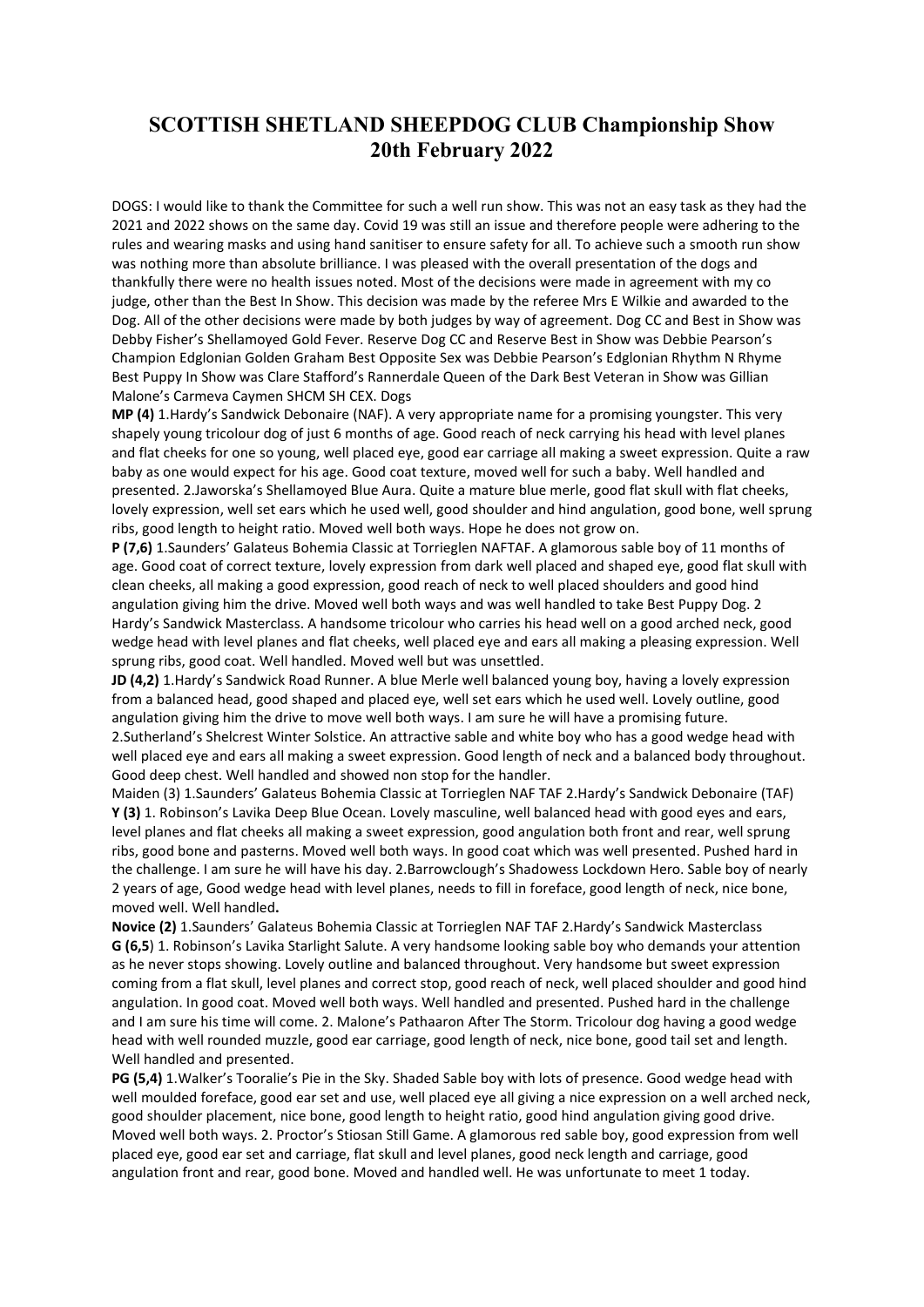# SCOTTISH SHETLAND SHEEPDOG CLUB Championship Show 20th February 2022

DOGS: I would like to thank the Committee for such a well run show. This was not an easy task as they had the 2021 and 2022 shows on the same day. Covid 19 was still an issue and therefore people were adhering to the rules and wearing masks and using hand sanitiser to ensure safety for all. To achieve such a smooth run show was nothing more than absolute brilliance. I was pleased with the overall presentation of the dogs and thankfully there were no health issues noted. Most of the decisions were made in agreement with my co judge, other than the Best In Show. This decision was made by the referee Mrs E Wilkie and awarded to the Dog. All of the other decisions were made by both judges by way of agreement. Dog CC and Best in Show was Debby Fisher's Shellamoyed Gold Fever. Reserve Dog CC and Reserve Best in Show was Debbie Pearson's Champion Edglonian Golden Graham Best Opposite Sex was Debbie Pearson's Edglonian Rhythm N Rhyme Best Puppy In Show was Clare Stafford's Rannerdale Queen of the Dark Best Veteran in Show was Gillian Malone's Carmeva Caymen SHCM SH CEX. Dogs

**MP (4)** 1.Hardy's Sandwick Debonaire (NAF). A very appropriate name for a promising youngster. This very shapely young tricolour dog of just 6 months of age. Good reach of neck carrying his head with level planes and flat cheeks for one so young, well placed eye, good ear carriage all making a sweet expression. Quite a raw baby as one would expect for his age. Good coat texture, moved well for such a baby. Well handled and presented. 2.Jaworska's Shellamoyed Blue Aura. Quite a mature blue merle, good flat skull with flat cheeks, lovely expression, well set ears which he used well, good shoulder and hind angulation, good bone, well sprung ribs, good length to height ratio. Moved well both ways. Hope he does not grow on.

**P (7,6)** 1.Saunders' Galateus Bohemia Classic at Torrieglen NAFTAF. A glamorous sable boy of 11 months of age. Good coat of correct texture, lovely expression from dark well placed and shaped eye, good flat skull with clean cheeks, all making a good expression, good reach of neck to well placed shoulders and good hind angulation giving him the drive. Moved well both ways and was well handled to take Best Puppy Dog. 2 Hardy's Sandwick Masterclass. A handsome tricolour who carries his head well on a good arched neck, good wedge head with level planes and flat cheeks, well placed eye and ears all making a pleasing expression. Well sprung ribs, good coat. Well handled. Moved well but was unsettled.

**JD (4,2)** 1.Hardy's Sandwick Road Runner. A blue Merle well balanced young boy, having a lovely expression from a balanced head, good shaped and placed eye, well set ears which he used well. Lovely outline, good angulation giving him the drive to move well both ways. I am sure he will have a promising future. 2.Sutherland's Shelcrest Winter Solstice. An attractive sable and white boy who has a good wedge head with well placed eye and ears all making a sweet expression. Good length of neck and a balanced body throughout. Good deep chest. Well handled and showed non stop for the handler.

Maiden (3) 1.Saunders' Galateus Bohemia Classic at Torrieglen NAF TAF 2.Hardy's Sandwick Debonaire (TAF)

**Y (3)** 1. Robinson's Lavika Deep Blue Ocean. Lovely masculine, well balanced head with good eyes and ears, level planes and flat cheeks all making a sweet expression, good angulation both front and rear, well sprung ribs, good bone and pasterns. Moved well both ways. In good coat which was well presented. Pushed hard in the challenge. I am sure he will have his day. 2.Barrowclough's Shadowess Lockdown Hero. Sable boy of nearly 2 years of age, Good wedge head with level planes, needs to fill in foreface, good length of neck, nice bone, moved well. Well handled.

**Novice (2)** 1.Saunders' Galateus Bohemia Classic at Torrieglen NAF TAF 2.Hardy's Sandwick Masterclass

**G (6,5**) 1. Robinson's Lavika Starlight Salute. A very handsome looking sable boy who demands your attention as he never stops showing. Lovely outline and balanced throughout. Very handsome but sweet expression coming from a flat skull, level planes and correct stop, good reach of neck, well placed shoulder and good hind angulation. In good coat. Moved well both ways. Well handled and presented. Pushed hard in the challenge and I am sure his time will come. 2. Malone's Pathaaron After The Storm. Tricolour dog having a good wedge head with well rounded muzzle, good ear carriage, good length of neck, nice bone, good tail set and length. Well handled and presented.

**PG (5,4)** 1.Walker's Tooralie's Pie in the Sky. Shaded Sable boy with lots of presence. Good wedge head with well moulded foreface, good ear set and use, well placed eye all giving a nice expression on a well arched neck, good shoulder placement, nice bone, good length to height ratio, good hind angulation giving good drive. Moved well both ways. 2. Proctor's Stiosan Still Game. A glamorous red sable boy, good expression from well placed eye, good ear set and carriage, flat skull and level planes, good neck length and carriage, good angulation front and rear, good bone. Moved and handled well. He was unfortunate to meet 1 today.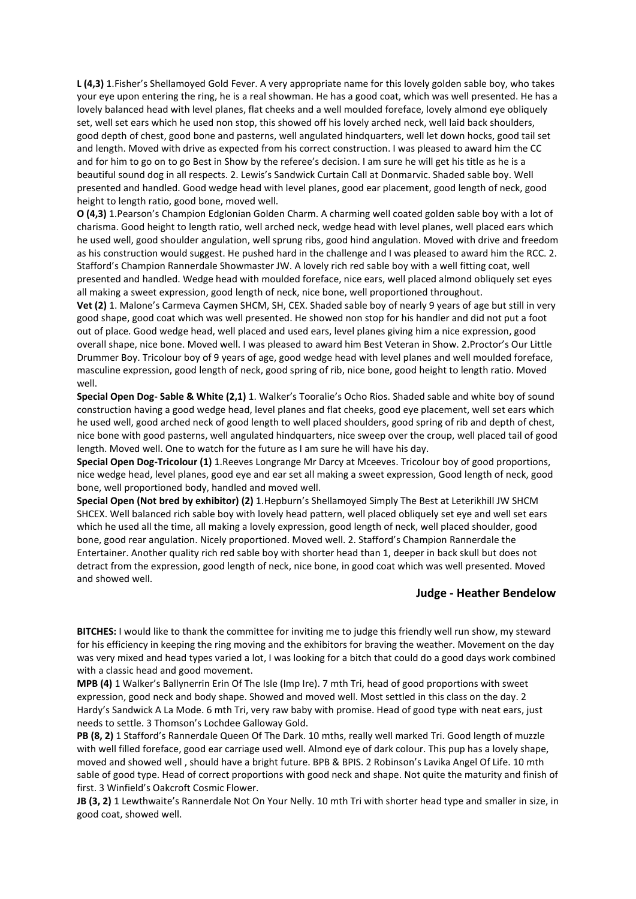**L (4,3)** 1.Fisher's Shellamoyed Gold Fever. A very appropriate name for this lovely golden sable boy, who takes your eye upon entering the ring, he is a real showman. He has a good coat, which was well presented. He has a lovely balanced head with level planes, flat cheeks and a well moulded foreface, lovely almond eye obliquely set, well set ears which he used non stop, this showed off his lovely arched neck, well laid back shoulders, good depth of chest, good bone and pasterns, well angulated hindquarters, well let down hocks, good tail set and length. Moved with drive as expected from his correct construction. I was pleased to award him the CC and for him to go on to go Best in Show by the referee's decision. I am sure he will get his title as he is a beautiful sound dog in all respects. 2. Lewis's Sandwick Curtain Call at Donmarvic. Shaded sable boy. Well presented and handled. Good wedge head with level planes, good ear placement, good length of neck, good height to length ratio, good bone, moved well.

**O (4,3)** 1.Pearson's Champion Edglonian Golden Charm. A charming well coated golden sable boy with a lot of charisma. Good height to length ratio, well arched neck, wedge head with level planes, well placed ears which he used well, good shoulder angulation, well sprung ribs, good hind angulation. Moved with drive and freedom as his construction would suggest. He pushed hard in the challenge and I was pleased to award him the RCC. 2. Stafford's Champion Rannerdale Showmaster JW. A lovely rich red sable boy with a well fitting coat, well presented and handled. Wedge head with moulded foreface, nice ears, well placed almond obliquely set eyes all making a sweet expression, good length of neck, nice bone, well proportioned throughout.

**Vet (2)** 1. Malone's Carmeva Caymen SHCM, SH, CEX. Shaded sable boy of nearly 9 years of age but still in very good shape, good coat which was well presented. He showed non stop for his handler and did not put a foot out of place. Good wedge head, well placed and used ears, level planes giving him a nice expression, good overall shape, nice bone. Moved well. I was pleased to award him Best Veteran in Show. 2.Proctor's Our Little Drummer Boy. Tricolour boy of 9 years of age, good wedge head with level planes and well moulded foreface, masculine expression, good length of neck, good spring of rib, nice bone, good height to length ratio. Moved well.

**Special Open Dog- Sable & White (2,1)** 1. Walker's Tooralie's Ocho Rios. Shaded sable and white boy of sound construction having a good wedge head, level planes and flat cheeks, good eye placement, well set ears which he used well, good arched neck of good length to well placed shoulders, good spring of rib and depth of chest, nice bone with good pasterns, well angulated hindquarters, nice sweep over the croup, well placed tail of good length. Moved well. One to watch for the future as I am sure he will have his day.

**Special Open Dog-Tricolour (1)** 1.Reeves Longrange Mr Darcy at Mceeves. Tricolour boy of good proportions, nice wedge head, level planes, good eye and ear set all making a sweet expression, Good length of neck, good bone, well proportioned body, handled and moved well.

**Special Open (Not bred by exhibitor) (2)** 1.Hepburn's Shellamoyed Simply The Best at Leterikhill JW SHCM SHCEX. Well balanced rich sable boy with lovely head pattern, well placed obliquely set eye and well set ears which he used all the time, all making a lovely expression, good length of neck, well placed shoulder, good bone, good rear angulation. Nicely proportioned. Moved well. 2. Stafford's Champion Rannerdale the Entertainer. Another quality rich red sable boy with shorter head than 1, deeper in back skull but does not detract from the expression, good length of neck, nice bone, in good coat which was well presented. Moved and showed well.

**Judge - Heather Bendelow**

**BITCHES:** I would like to thank the committee for inviting me to judge this friendly well run show, my steward for his efficiency in keeping the ring moving and the exhibitors for braving the weather. Movement on the day was very mixed and head types varied a lot, I was looking for a bitch that could do a good days work combined with a classic head and good movement.

**MPB (4)** 1 Walker's Ballynerrin Erin Of The Isle (Imp Ire). 7 mth Tri, head of good proportions with sweet expression, good neck and body shape. Showed and moved well. Most settled in this class on the day. 2 Hardy's Sandwick A La Mode. 6 mth Tri, very raw baby with promise. Head of good type with neat ears, just needs to settle. 3 Thomson's Lochdee Galloway Gold.

**PB (8, 2)** 1 Stafford's Rannerdale Queen Of The Dark. 10 mths, really well marked Tri. Good length of muzzle with well filled foreface, good ear carriage used well. Almond eye of dark colour. This pup has a lovely shape, moved and showed well , should have a bright future. BPB & BPIS. 2 Robinson's Lavika Angel Of Life. 10 mth sable of good type. Head of correct proportions with good neck and shape. Not quite the maturity and finish of first. 3 Winfield's Oakcroft Cosmic Flower.

**JB (3, 2)** 1 Lewthwaite's Rannerdale Not On Your Nelly. 10 mth Tri with shorter head type and smaller in size, in good coat, showed well.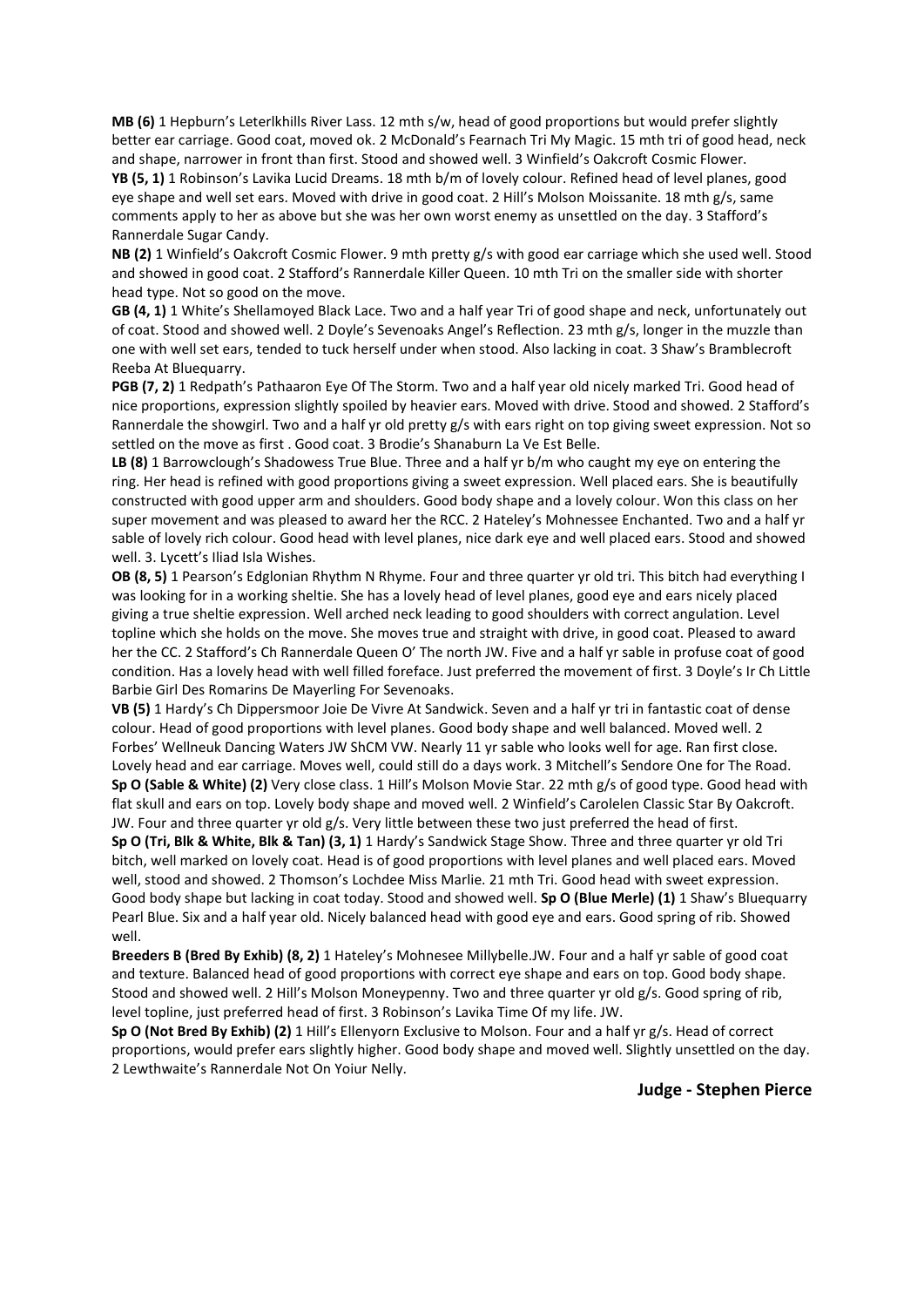**MB (6)** 1 Hepburn's Leterlkhills River Lass. 12 mth s/w, head of good proportions but would prefer slightly better ear carriage. Good coat, moved ok. 2 McDonald's Fearnach Tri My Magic. 15 mth tri of good head, neck and shape, narrower in front than first. Stood and showed well. 3 Winfield's Oakcroft Cosmic Flower.

**YB (5, 1)** 1 Robinson's Lavika Lucid Dreams. 18 mth b/m of lovely colour. Refined head of level planes, good eye shape and well set ears. Moved with drive in good coat. 2 Hill's Molson Moissanite. 18 mth g/s, same comments apply to her as above but she was her own worst enemy as unsettled on the day. 3 Stafford's Rannerdale Sugar Candy.

**NB (2)** 1 Winfield's Oakcroft Cosmic Flower. 9 mth pretty g/s with good ear carriage which she used well. Stood and showed in good coat. 2 Stafford's Rannerdale Killer Queen. 10 mth Tri on the smaller side with shorter head type. Not so good on the move.

**GB (4, 1)** 1 White's Shellamoyed Black Lace. Two and a half year Tri of good shape and neck, unfortunately out of coat. Stood and showed well. 2 Doyle's Sevenoaks Angel's Reflection. 23 mth g/s, longer in the muzzle than one with well set ears, tended to tuck herself under when stood. Also lacking in coat. 3 Shaw's Bramblecroft Reeba At Bluequarry.

**PGB (7, 2)** 1 Redpath's Pathaaron Eye Of The Storm. Two and a half year old nicely marked Tri. Good head of nice proportions, expression slightly spoiled by heavier ears. Moved with drive. Stood and showed. 2 Stafford's Rannerdale the showgirl. Two and a half yr old pretty g/s with ears right on top giving sweet expression. Not so settled on the move as first . Good coat. 3 Brodie's Shanaburn La Ve Est Belle.

**LB (8)** 1 Barrowclough's Shadowess True Blue. Three and a half yr b/m who caught my eye on entering the ring. Her head is refined with good proportions giving a sweet expression. Well placed ears. She is beautifully constructed with good upper arm and shoulders. Good body shape and a lovely colour. Won this class on her super movement and was pleased to award her the RCC. 2 Hateley's Mohnessee Enchanted. Two and a half yr sable of lovely rich colour. Good head with level planes, nice dark eye and well placed ears. Stood and showed well. 3. Lycett's Iliad Isla Wishes.

**OB (8, 5)** 1 Pearson's Edglonian Rhythm N Rhyme. Four and three quarter yr old tri. This bitch had everything I was looking for in a working sheltie. She has a lovely head of level planes, good eye and ears nicely placed giving a true sheltie expression. Well arched neck leading to good shoulders with correct angulation. Level topline which she holds on the move. She moves true and straight with drive, in good coat. Pleased to award her the CC. 2 Stafford's Ch Rannerdale Queen O' The north JW. Five and a half yr sable in profuse coat of good condition. Has a lovely head with well filled foreface. Just preferred the movement of first. 3 Doyle's Ir Ch Little Barbie Girl Des Romarins De Mayerling For Sevenoaks.

**VB (5)** 1 Hardy's Ch Dippersmoor Joie De Vivre At Sandwick. Seven and a half yr tri in fantastic coat of dense colour. Head of good proportions with level planes. Good body shape and well balanced. Moved well. 2 Forbes' Wellneuk Dancing Waters JW ShCM VW. Nearly 11 yr sable who looks well for age. Ran first close. Lovely head and ear carriage. Moves well, could still do a days work. 3 Mitchell's Sendore One for The Road.

**Sp O (Sable & White) (2)** Very close class. 1 Hill's Molson Movie Star. 22 mth g/s of good type. Good head with flat skull and ears on top. Lovely body shape and moved well. 2 Winfield's Carolelen Classic Star By Oakcroft. JW. Four and three quarter yr old g/s. Very little between these two just preferred the head of first.

**Sp O (Tri, Blk & White, Blk & Tan) (3, 1)** 1 Hardy's Sandwick Stage Show. Three and three quarter yr old Tri bitch, well marked on lovely coat. Head is of good proportions with level planes and well placed ears. Moved well, stood and showed. 2 Thomson's Lochdee Miss Marlie. 21 mth Tri. Good head with sweet expression. Good body shape but lacking in coat today. Stood and showed well. **Sp O (Blue Merle) (1)** 1 Shaw's Bluequarry Pearl Blue. Six and a half year old. Nicely balanced head with good eye and ears. Good spring of rib. Showed well.

**Breeders B (Bred By Exhib) (8, 2)** 1 Hateley's Mohnesee Millybelle.JW. Four and a half yr sable of good coat and texture. Balanced head of good proportions with correct eye shape and ears on top. Good body shape. Stood and showed well. 2 Hill's Molson Moneypenny. Two and three quarter yr old g/s. Good spring of rib, level topline, just preferred head of first. 3 Robinson's Lavika Time Of my life. JW.

**Sp O (Not Bred By Exhib) (2)** 1 Hill's Ellenyorn Exclusive to Molson. Four and a half yr g/s. Head of correct proportions, would prefer ears slightly higher. Good body shape and moved well. Slightly unsettled on the day. 2 Lewthwaite's Rannerdale Not On Yoiur Nelly.

**Judge - Stephen Pierce**